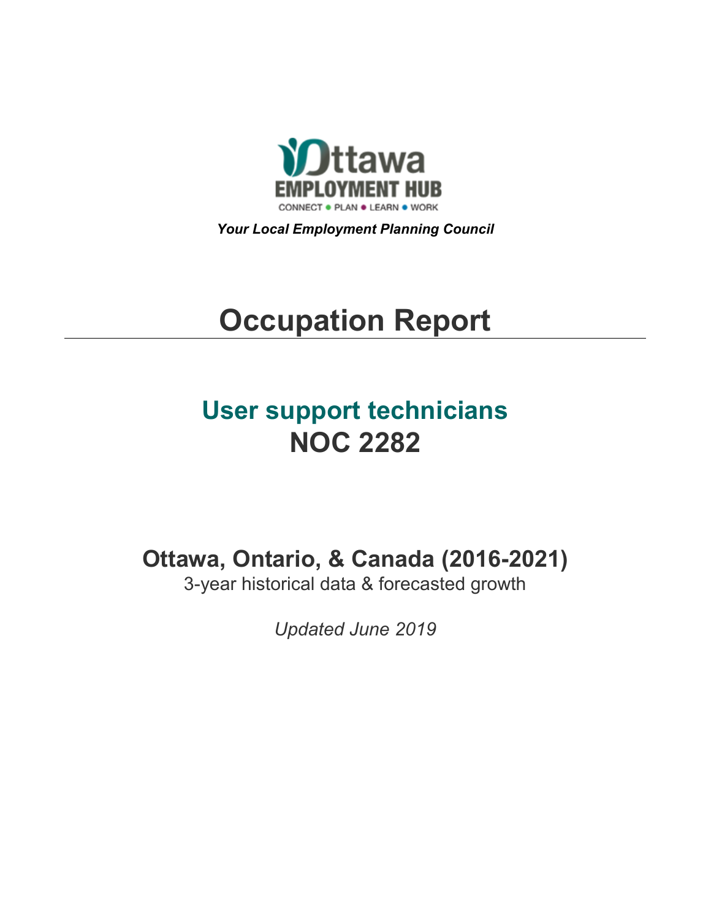Ottawa EMPLOYMENT HUB

CONNECT • PLAN • LEARN • WORK

***Your Local Employment Planning Council***

# Occupation Report

## User support technicians
## NOC 2282

### Ottawa, Ontario, & Canada (2016-2021)

3-year historical data & forecasted growth

*Updated June 2019*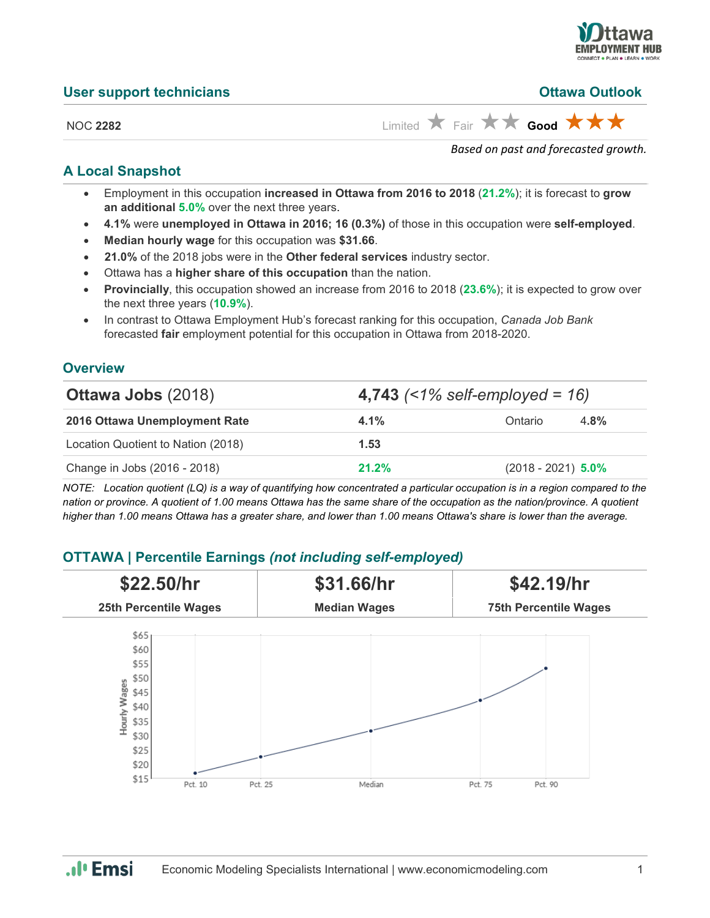## User support technicians

## Ottawa Outlook

NOC **2282**

Limited ★ Fair ★★ **Good** ★★★

*Based on past and forecasted growth.*

## A Local Snapshot

- Employment in this occupation **increased in Ottawa from 2016 to 2018** (**21.2%**); it is forecast to **grow an additional 5.0%** over the next three years.
- **4.1%** were **unemployed in Ottawa in 2016; 16 (0.3%)** of those in this occupation were **self-employed**.
- **Median hourly wage** for this occupation was **$31.66**.
- **21.0%** of the 2018 jobs were in the **Other federal services** industry sector.
- Ottawa has a **higher share of this occupation** than the nation.
- **Provincially**, this occupation showed an increase from 2016 to 2018 (**23.6%**); it is expected to grow over the next three years (**10.9%**).
- In contrast to Ottawa Employment Hub's forecast ranking for this occupation, *Canada Job Bank* forecasted **fair** employment potential for this occupation in Ottawa from 2018-2020.

## Overview

| **Ottawa Jobs** (2018) | **4,743** *(<1% self-employed = 16)* | | |
|---|---|---|---|
| **2016 Ottawa Unemployment Rate** | 4.1% | Ontario | 4.8% |
| Location Quotient to Nation (2018) | 1.53 | | |
| Change in Jobs (2016 - 2018) | **21.2%** | (2018 - 2021) | **5.0%** |

*NOTE: Location quotient (LQ) is a way of quantifying how concentrated a particular occupation is in a region compared to the nation or province. A quotient of 1.00 means Ottawa has the same share of the occupation as the nation/province. A quotient higher than 1.00 means Ottawa has a greater share, and lower than 1.00 means Ottawa's share is lower than the average.*

## OTTAWA | Percentile Earnings *(not including self-employed)*

| $22.50/hr | $31.66/hr | $42.19/hr |
|---|---|---|
| **25th Percentile Wages** | **Median Wages** | **75th Percentile Wages** |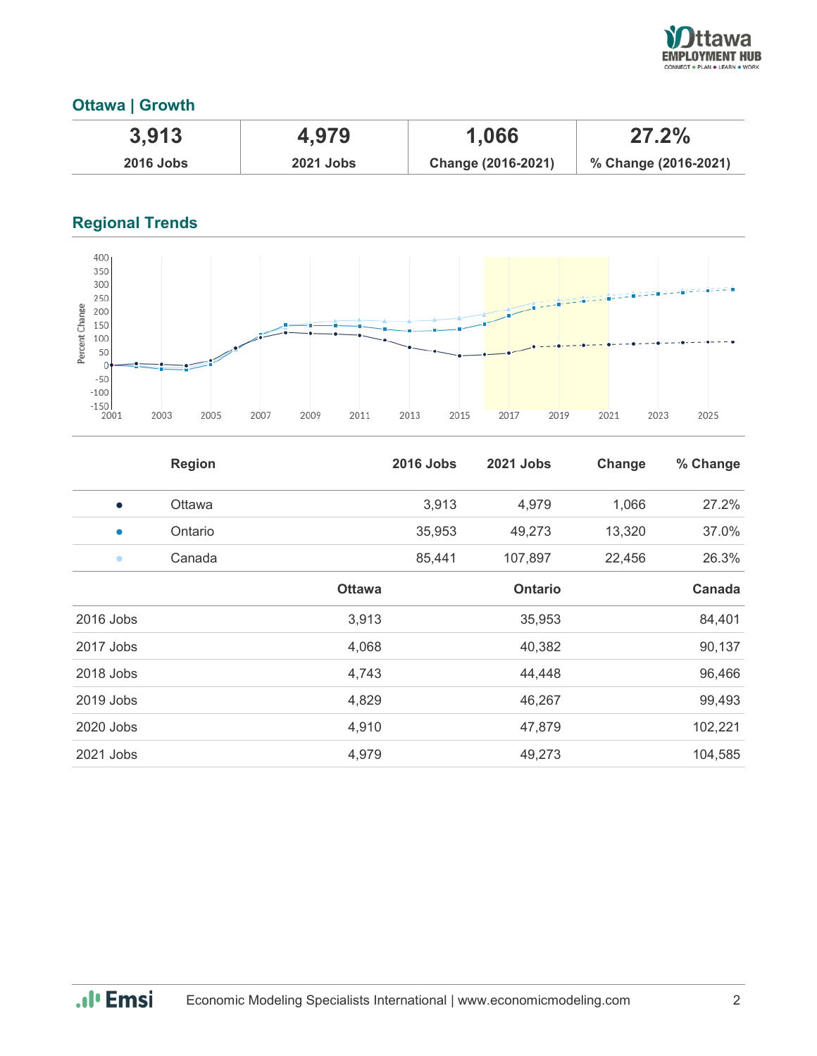## Ottawa | Growth

| 3,913 | 4,979 | 1,066 | 27.2% |
|---|---|---|---|
| 2016 Jobs | 2021 Jobs | Change (2016-2021) | % Change (2016-2021) |

## Regional Trends

| | Region | 2016 Jobs | 2021 Jobs | Change | % Change |
|---|---|---|---|---|---|
| ● | Ottawa | 3,913 | 4,979 | 1,066 | 27.2% |
| ● | Ontario | 35,953 | 49,273 | 13,320 | 37.0% |
| ● | Canada | 85,441 | 107,897 | 22,456 | 26.3% |

| | Ottawa | Ontario | Canada |
|---|---|---|---|
| 2016 Jobs | 3,913 | 35,953 | 84,401 |
| 2017 Jobs | 4,068 | 40,382 | 90,137 |
| 2018 Jobs | 4,743 | 44,448 | 96,466 |
| 2019 Jobs | 4,829 | 46,267 | 99,493 |
| 2020 Jobs | 4,910 | 47,879 | 102,221 |
| 2021 Jobs | 4,979 | 49,273 | 104,585 |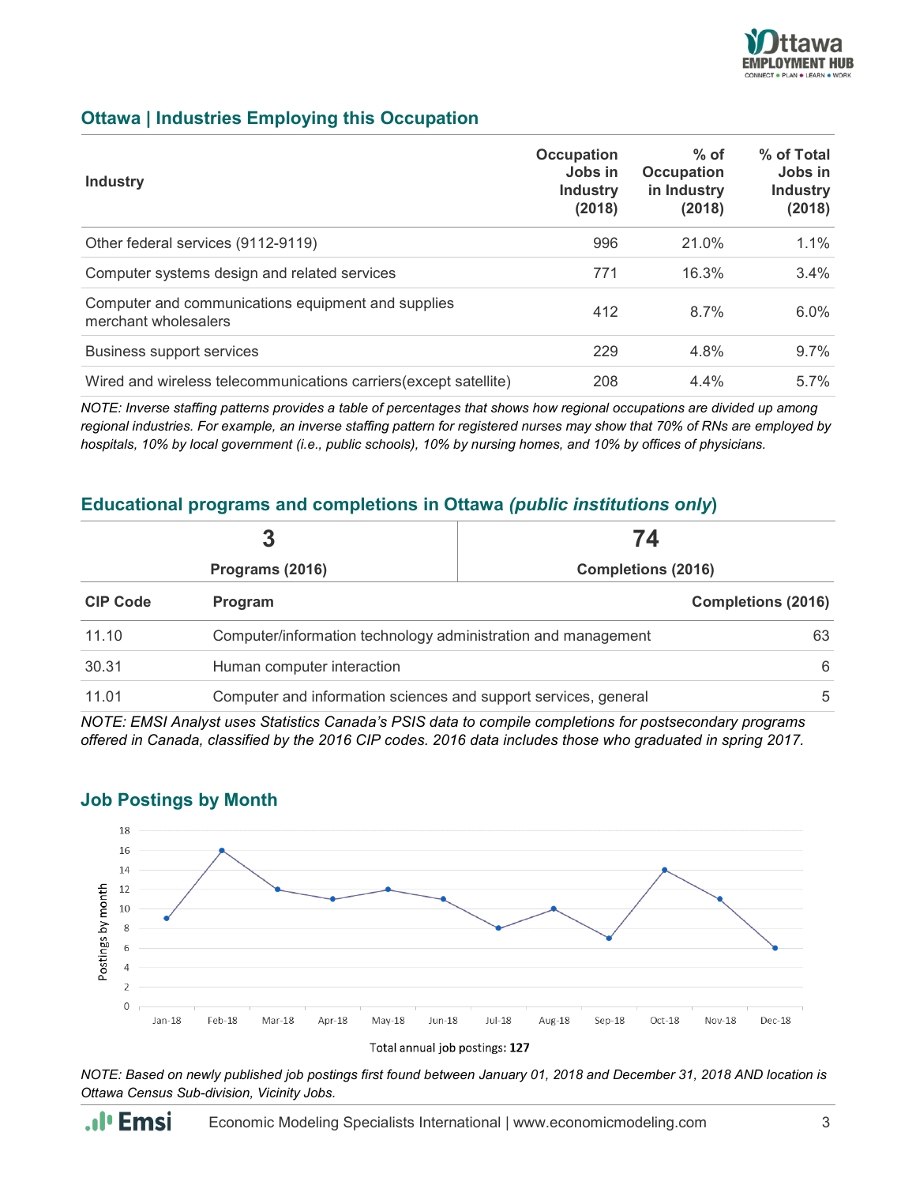## Ottawa | Industries Employing this Occupation

| Industry | Occupation Jobs in Industry (2018) | % of Occupation in Industry (2018) | % of Total Jobs in Industry (2018) |
|---|---|---|---|
| Other federal services (9112-9119) | 996 | 21.0% | 1.1% |
| Computer systems design and related services | 771 | 16.3% | 3.4% |
| Computer and communications equipment and supplies merchant wholesalers | 412 | 8.7% | 6.0% |
| Business support services | 229 | 4.8% | 9.7% |
| Wired and wireless telecommunications carriers(except satellite) | 208 | 4.4% | 5.7% |

*NOTE: Inverse staffing patterns provides a table of percentages that shows how regional occupations are divided up among regional industries. For example, an inverse staffing pattern for registered nurses may show that 70% of RNs are employed by hospitals, 10% by local government (i.e., public schools), 10% by nursing homes, and 10% by offices of physicians.*

## Educational programs and completions in Ottawa *(public institutions only)*

| 3 | 74 |
|---|---|
| Programs (2016) | Completions (2016) |

| CIP Code | Program | Completions (2016) |
|---|---|---|
| 11.10 | Computer/information technology administration and management | 63 |
| 30.31 | Human computer interaction | 6 |
| 11.01 | Computer and information sciences and support services, general | 5 |

*NOTE: EMSI Analyst uses Statistics Canada's PSIS data to compile completions for postsecondary programs offered in Canada, classified by the 2016 CIP codes. 2016 data includes those who graduated in spring 2017.*

## Job Postings by Month

| Month | Postings by month |
|---|---|
| Jan-18 | 9 |
| Feb-18 | 16 |
| Mar-18 | 12 |
| Apr-18 | 11 |
| May-18 | 12 |
| Jun-18 | 11 |
| Jul-18 | 8 |
| Aug-18 | 10 |
| Sep-18 | 7 |
| Oct-18 | 14 |
| Nov-18 | 11 |
| Dec-18 | 6 |

Total annual job postings: **127**

*NOTE: Based on newly published job postings first found between January 01, 2018 and December 31, 2018 AND location is Ottawa Census Sub-division, Vicinity Jobs.*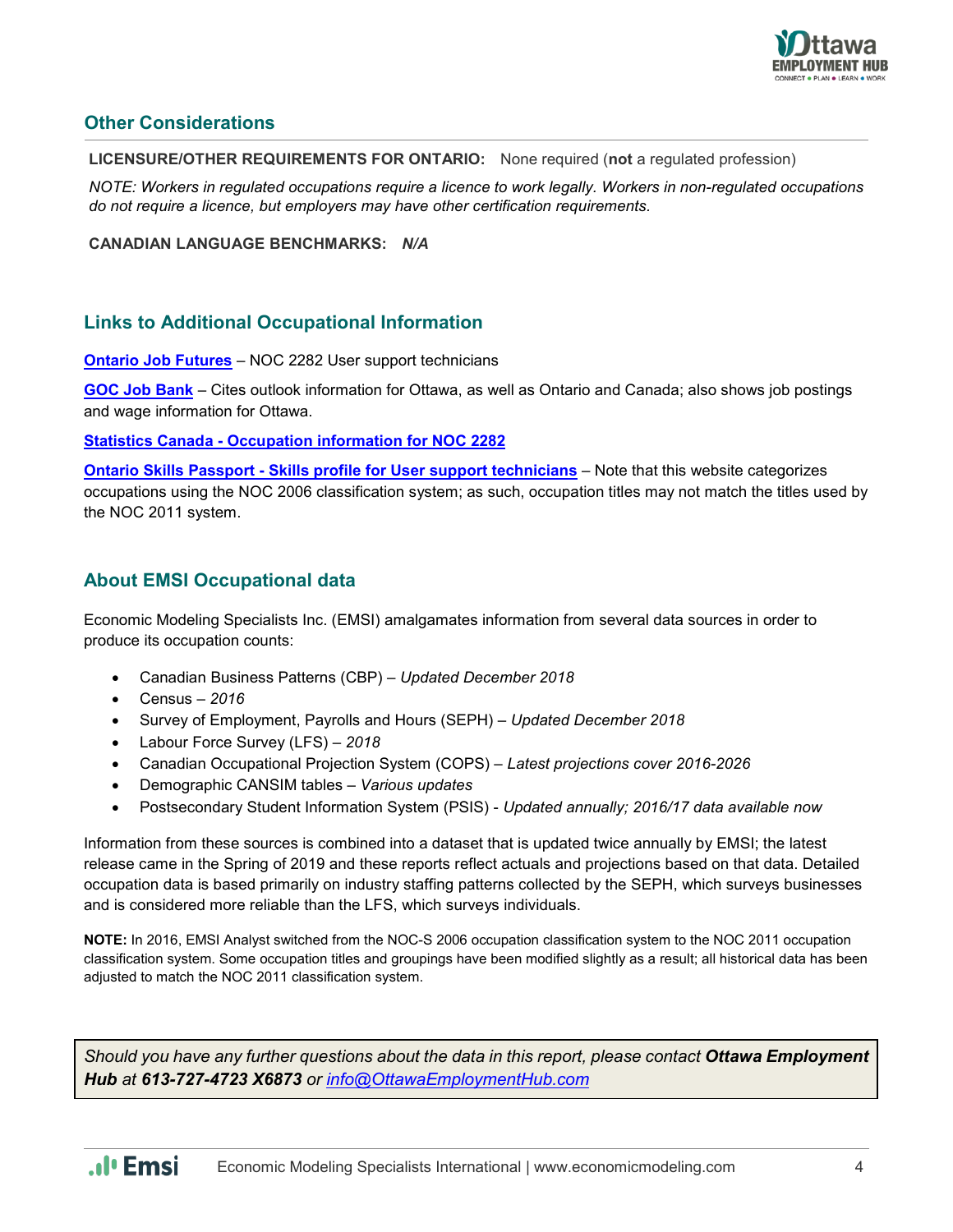## Other Considerations

**LICENSURE/OTHER REQUIREMENTS FOR ONTARIO:** None required (**not** a regulated profession)

*NOTE: Workers in regulated occupations require a licence to work legally. Workers in non-regulated occupations do not require a licence, but employers may have other certification requirements.*

**CANADIAN LANGUAGE BENCHMARKS:** ***N/A***

## Links to Additional Occupational Information

**Ontario Job Futures** – NOC 2282 User support technicians

**GOC Job Bank** – Cites outlook information for Ottawa, as well as Ontario and Canada; also shows job postings and wage information for Ottawa.

**Statistics Canada - Occupation information for NOC 2282**

**Ontario Skills Passport - Skills profile for User support technicians** – Note that this website categorizes occupations using the NOC 2006 classification system; as such, occupation titles may not match the titles used by the NOC 2011 system.

## About EMSI Occupational data

Economic Modeling Specialists Inc. (EMSI) amalgamates information from several data sources in order to produce its occupation counts:

- Canadian Business Patterns (CBP) – *Updated December 2018*
- Census – *2016*
- Survey of Employment, Payrolls and Hours (SEPH) – *Updated December 2018*
- Labour Force Survey (LFS) – *2018*
- Canadian Occupational Projection System (COPS) – *Latest projections cover 2016-2026*
- Demographic CANSIM tables – *Various updates*
- Postsecondary Student Information System (PSIS) - *Updated annually; 2016/17 data available now*

Information from these sources is combined into a dataset that is updated twice annually by EMSI; the latest release came in the Spring of 2019 and these reports reflect actuals and projections based on that data. Detailed occupation data is based primarily on industry staffing patterns collected by the SEPH, which surveys businesses and is considered more reliable than the LFS, which surveys individuals.

**NOTE:** In 2016, EMSI Analyst switched from the NOC-S 2006 occupation classification system to the NOC 2011 occupation classification system. Some occupation titles and groupings have been modified slightly as a result; all historical data has been adjusted to match the NOC 2011 classification system.

*Should you have any further questions about the data in this report, please contact **Ottawa Employment Hub** at **613-727-4723 X6873** or info@OttawaEmploymentHub.com*